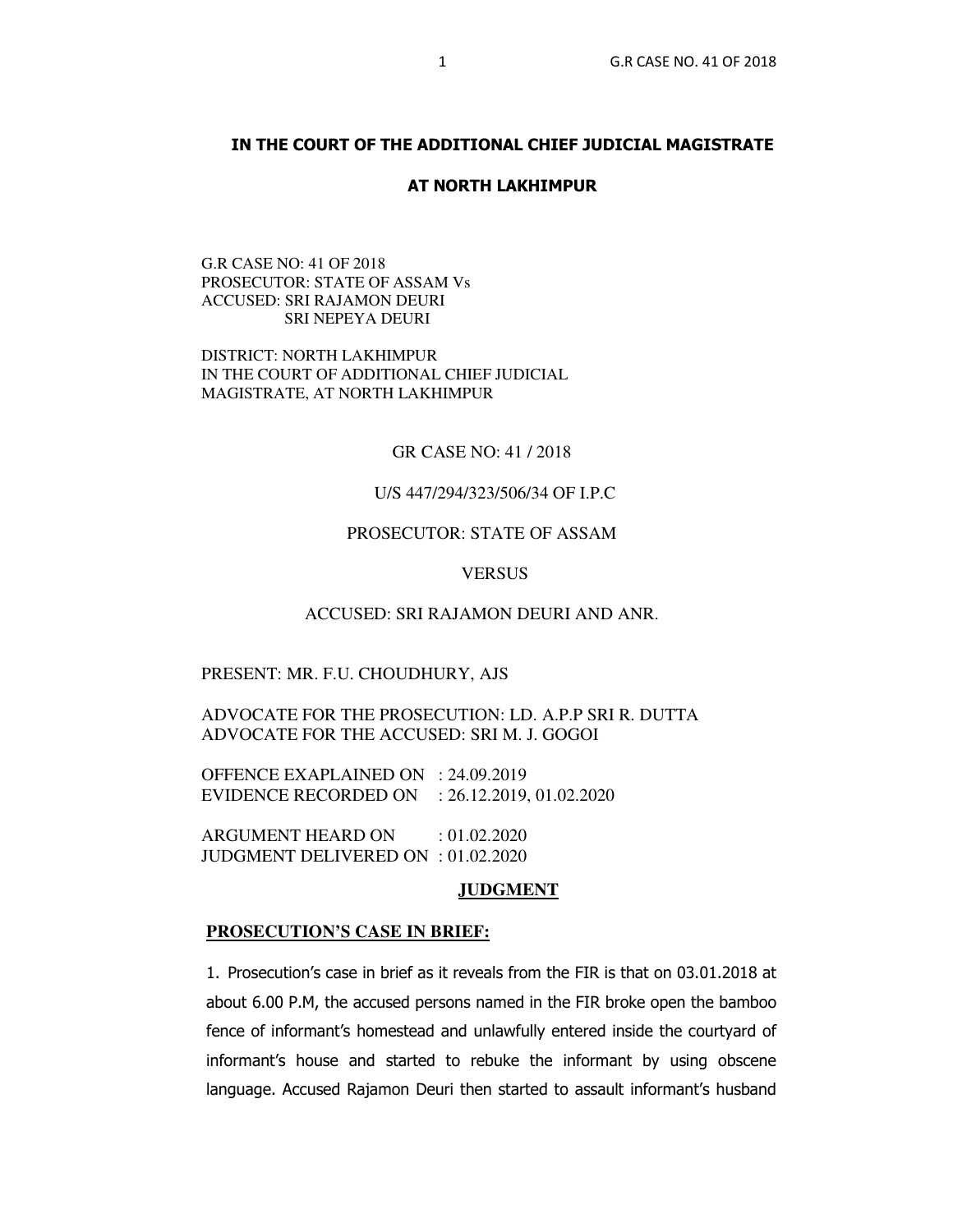## IN THE COURT OF THE ADDITIONAL CHIEF JUDICIAL MAGISTRATE

## AT NORTH LAKHIMPUR

G.R CASE NO: 41 OF 2018
PROSECUTOR: STATE OF ASSAM Vs
ACCUSED: SRI RAJAMON DEURI
SRI NEPEYA DEURI

DISTRICT: NORTH LAKHIMPUR
IN THE COURT OF ADDITIONAL CHIEF JUDICIAL MAGISTRATE, AT NORTH LAKHIMPUR

GR CASE NO: 41 / 2018

U/S 447/294/323/506/34 OF I.P.C

PROSECUTOR: STATE OF ASSAM

VERSUS

ACCUSED: SRI RAJAMON DEURI AND ANR.

PRESENT: MR. F.U. CHOUDHURY, AJS

ADVOCATE FOR THE PROSECUTION: LD. A.P.P SRI R. DUTTA
ADVOCATE FOR THE ACCUSED: SRI M. J. GOGOI

OFFENCE EXAPLAINED ON : 24.09.2019
EVIDENCE RECORDED ON : 26.12.2019, 01.02.2020

ARGUMENT HEARD ON : 01.02.2020
JUDGMENT DELIVERED ON : 01.02.2020

**JUDGMENT**

**PROSECUTION'S CASE IN BRIEF:**

1. Prosecution's case in brief as it reveals from the FIR is that on 03.01.2018 at about 6.00 P.M, the accused persons named in the FIR broke open the bamboo fence of informant's homestead and unlawfully entered inside the courtyard of informant's house and started to rebuke the informant by using obscene language. Accused Rajamon Deuri then started to assault informant's husband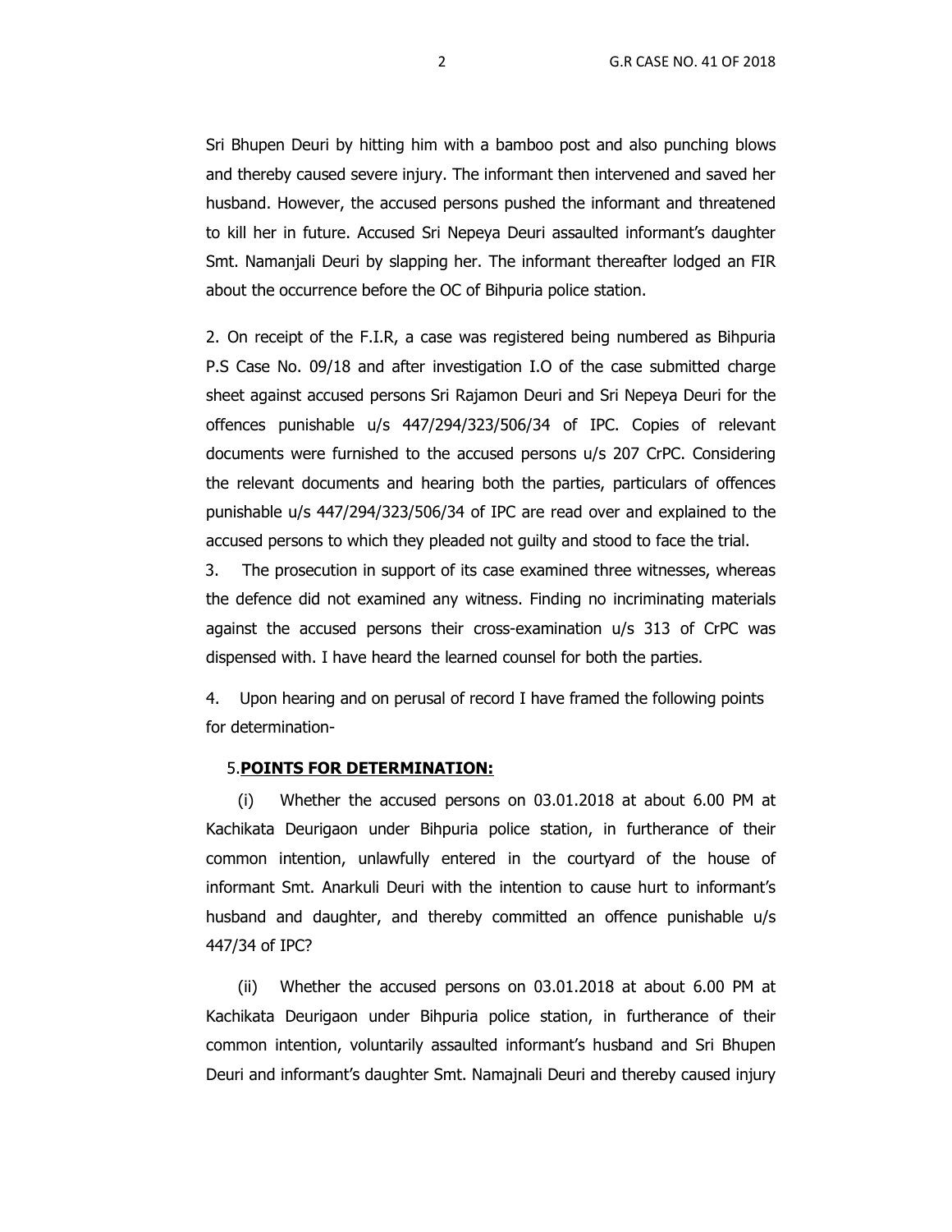Sri Bhupen Deuri by hitting him with a bamboo post and also punching blows and thereby caused severe injury. The informant then intervened and saved her husband. However, the accused persons pushed the informant and threatened to kill her in future. Accused Sri Nepeya Deuri assaulted informant's daughter Smt. Namanjali Deuri by slapping her. The informant thereafter lodged an FIR about the occurrence before the OC of Bihpuria police station.

2. On receipt of the F.I.R, a case was registered being numbered as Bihpuria P.S Case No. 09/18 and after investigation I.O of the case submitted charge sheet against accused persons Sri Rajamon Deuri and Sri Nepeya Deuri for the offences punishable u/s 447/294/323/506/34 of IPC. Copies of relevant documents were furnished to the accused persons u/s 207 CrPC. Considering the relevant documents and hearing both the parties, particulars of offences punishable u/s 447/294/323/506/34 of IPC are read over and explained to the accused persons to which they pleaded not guilty and stood to face the trial.

3. The prosecution in support of its case examined three witnesses, whereas the defence did not examined any witness. Finding no incriminating materials against the accused persons their cross-examination u/s 313 of CrPC was dispensed with. I have heard the learned counsel for both the parties.

4. Upon hearing and on perusal of record I have framed the following points for determination-

5. **POINTS FOR DETERMINATION:**

(i) Whether the accused persons on 03.01.2018 at about 6.00 PM at Kachikata Deurigaon under Bihpuria police station, in furtherance of their common intention, unlawfully entered in the courtyard of the house of informant Smt. Anarkuli Deuri with the intention to cause hurt to informant's husband and daughter, and thereby committed an offence punishable u/s 447/34 of IPC?

(ii) Whether the accused persons on 03.01.2018 at about 6.00 PM at Kachikata Deurigaon under Bihpuria police station, in furtherance of their common intention, voluntarily assaulted informant's husband and Sri Bhupen Deuri and informant's daughter Smt. Namajnali Deuri and thereby caused injury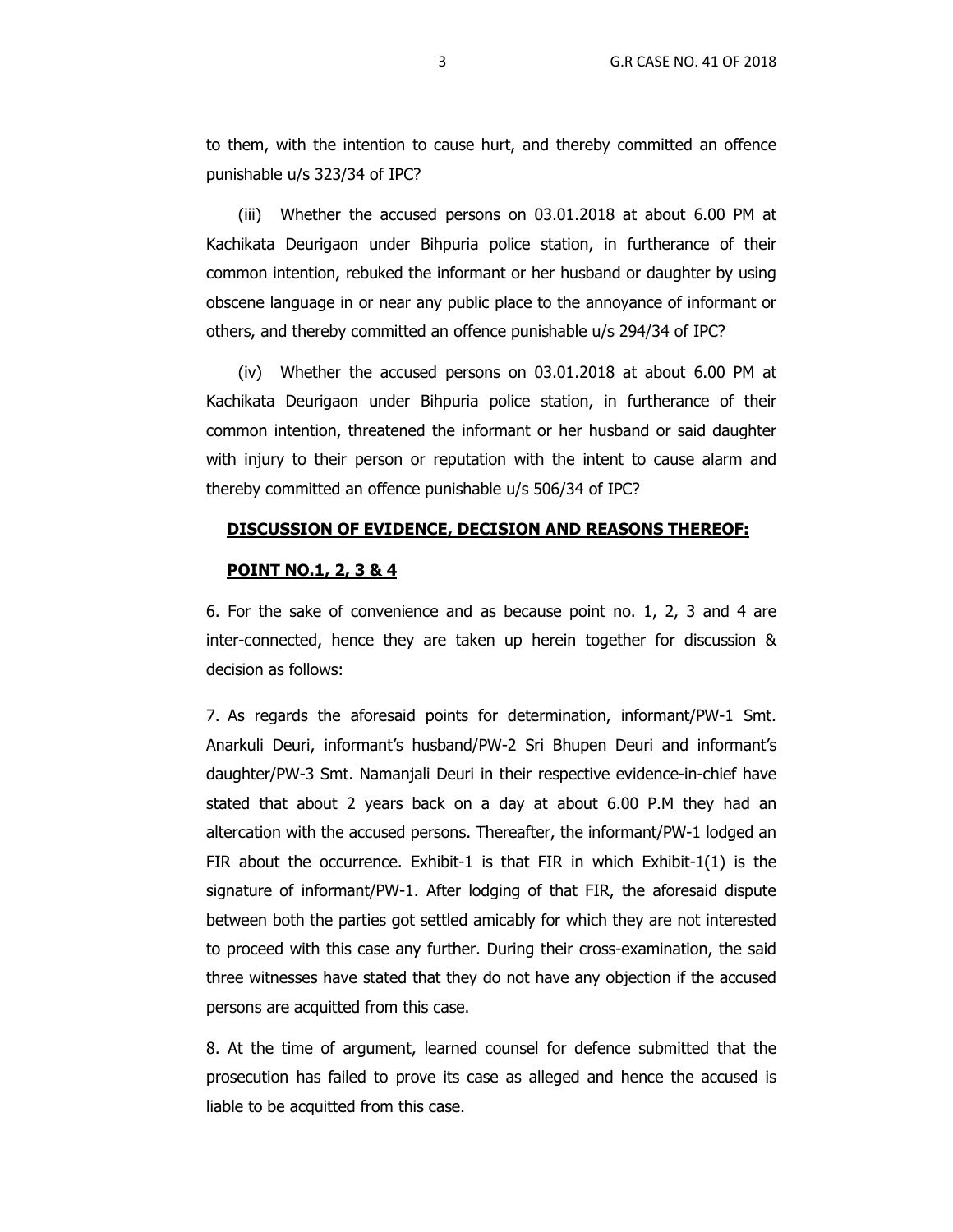to them, with the intention to cause hurt, and thereby committed an offence punishable u/s 323/34 of IPC?

(iii) Whether the accused persons on 03.01.2018 at about 6.00 PM at Kachikata Deurigaon under Bihpuria police station, in furtherance of their common intention, rebuked the informant or her husband or daughter by using obscene language in or near any public place to the annoyance of informant or others, and thereby committed an offence punishable u/s 294/34 of IPC?

(iv) Whether the accused persons on 03.01.2018 at about 6.00 PM at Kachikata Deurigaon under Bihpuria police station, in furtherance of their common intention, threatened the informant or her husband or said daughter with injury to their person or reputation with the intent to cause alarm and thereby committed an offence punishable u/s 506/34 of IPC?

**DISCUSSION OF EVIDENCE, DECISION AND REASONS THEREOF:**

**POINT NO.1, 2, 3 & 4**

6. For the sake of convenience and as because point no. 1, 2, 3 and 4 are inter-connected, hence they are taken up herein together for discussion & decision as follows:

7. As regards the aforesaid points for determination, informant/PW-1 Smt. Anarkuli Deuri, informant's husband/PW-2 Sri Bhupen Deuri and informant's daughter/PW-3 Smt. Namanjali Deuri in their respective evidence-in-chief have stated that about 2 years back on a day at about 6.00 P.M they had an altercation with the accused persons. Thereafter, the informant/PW-1 lodged an FIR about the occurrence. Exhibit-1 is that FIR in which Exhibit-1(1) is the signature of informant/PW-1. After lodging of that FIR, the aforesaid dispute between both the parties got settled amicably for which they are not interested to proceed with this case any further. During their cross-examination, the said three witnesses have stated that they do not have any objection if the accused persons are acquitted from this case.

8. At the time of argument, learned counsel for defence submitted that the prosecution has failed to prove its case as alleged and hence the accused is liable to be acquitted from this case.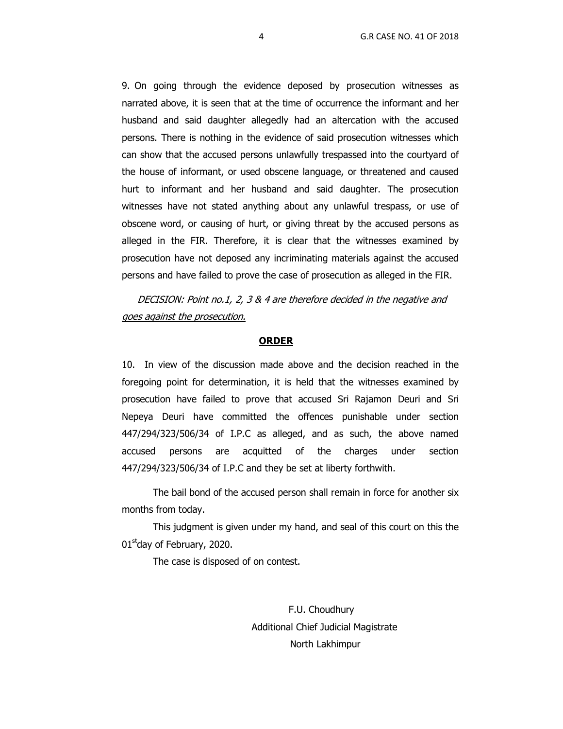9. On going through the evidence deposed by prosecution witnesses as narrated above, it is seen that at the time of occurrence the informant and her husband and said daughter allegedly had an altercation with the accused persons. There is nothing in the evidence of said prosecution witnesses which can show that the accused persons unlawfully trespassed into the courtyard of the house of informant, or used obscene language, or threatened and caused hurt to informant and her husband and said daughter. The prosecution witnesses have not stated anything about any unlawful trespass, or use of obscene word, or causing of hurt, or giving threat by the accused persons as alleged in the FIR. Therefore, it is clear that the witnesses examined by prosecution have not deposed any incriminating materials against the accused persons and have failed to prove the case of prosecution as alleged in the FIR.

*DECISION: Point no.1, 2, 3 & 4 are therefore decided in the negative and goes against the prosecution.*

**ORDER**

10. In view of the discussion made above and the decision reached in the foregoing point for determination, it is held that the witnesses examined by prosecution have failed to prove that accused Sri Rajamon Deuri and Sri Nepeya Deuri have committed the offences punishable under section 447/294/323/506/34 of I.P.C as alleged, and as such, the above named accused persons are acquitted of the charges under section 447/294/323/506/34 of I.P.C and they be set at liberty forthwith.

The bail bond of the accused person shall remain in force for another six months from today.

This judgment is given under my hand, and seal of this court on this the 01st day of February, 2020.

The case is disposed of on contest.

F.U. Choudhury
Additional Chief Judicial Magistrate
North Lakhimpur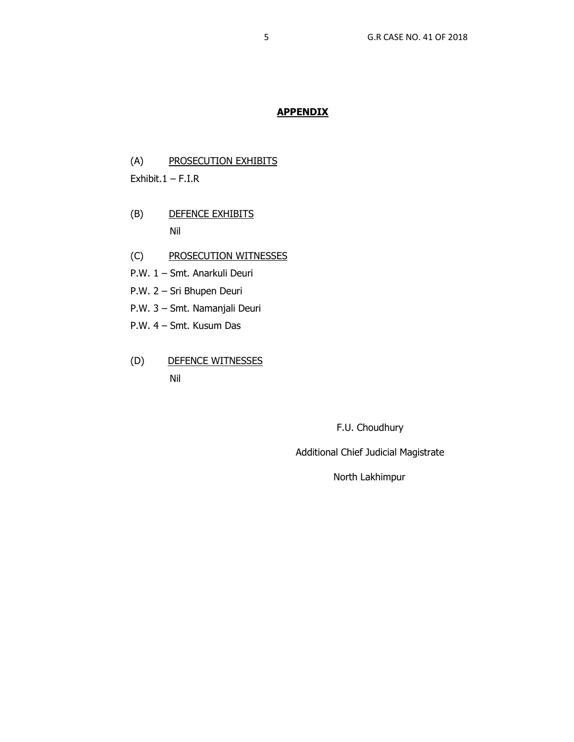## APPENDIX

(A) PROSECUTION EXHIBITS

Exhibit.1 – F.I.R

(B) DEFENCE EXHIBITS

Nil

(C) PROSECUTION WITNESSES

P.W. 1 – Smt. Anarkuli Deuri

P.W. 2 – Sri Bhupen Deuri

P.W. 3 – Smt. Namanjali Deuri

P.W. 4 – Smt. Kusum Das

(D) DEFENCE WITNESSES

Nil

F.U. Choudhury

Additional Chief Judicial Magistrate

North Lakhimpur